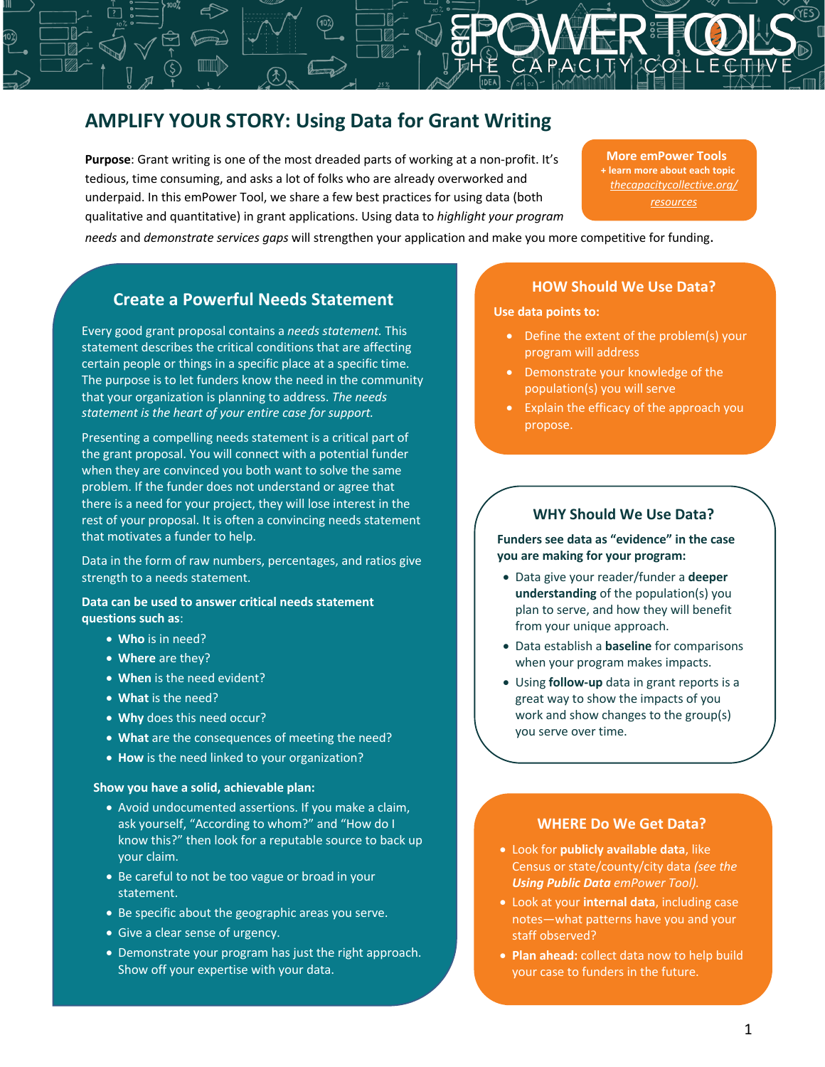# AMPLIFY YOUR STORY: Using Data for Grant Writing

**Purpose**: Grant writing is one of the most dreaded parts of working at a non-profit. It's tedious, time consuming, and asks a lot of folks who are already overworked and underpaid. In this emPower Tool, we share a few best practices for using data (both qualitative and quantitative) in grant applications. Using data to *highlight your program needs* and *demonstrate services gaps* will strengthen your application and make you more competitive for funding.

**More emPower Tools**
**+ learn more about each topic**
*thecapacitycollective.org/resources*

## Create a Powerful Needs Statement

Every good grant proposal contains a *needs statement.* This statement describes the critical conditions that are affecting certain people or things in a specific place at a specific time. The purpose is to let funders know the need in the community that your organization is planning to address. *The needs statement is the heart of your entire case for support.*

Presenting a compelling needs statement is a critical part of the grant proposal. You will connect with a potential funder when they are convinced you both want to solve the same problem. If the funder does not understand or agree that there is a need for your project, they will lose interest in the rest of your proposal. It is often a convincing needs statement that motivates a funder to help.

Data in the form of raw numbers, percentages, and ratios give strength to a needs statement.

**Data can be used to answer critical needs statement questions such as**:

- **Who** is in need?
- **Where** are they?
- **When** is the need evident?
- **What** is the need?
- **Why** does this need occur?
- **What** are the consequences of meeting the need?
- **How** is the need linked to your organization?

**Show you have a solid, achievable plan:**

- Avoid undocumented assertions. If you make a claim, ask yourself, "According to whom?" and "How do I know this?" then look for a reputable source to back up your claim.
- Be careful to not be too vague or broad in your statement.
- Be specific about the geographic areas you serve.
- Give a clear sense of urgency.
- Demonstrate your program has just the right approach. Show off your expertise with your data.

## HOW Should We Use Data?

**Use data points to:**

- Define the extent of the problem(s) your program will address
- Demonstrate your knowledge of the population(s) you will serve
- Explain the efficacy of the approach you propose.

## WHY Should We Use Data?

**Funders see data as "evidence" in the case you are making for your program:**

- Data give your reader/funder a **deeper understanding** of the population(s) you plan to serve, and how they will benefit from your unique approach.
- Data establish a **baseline** for comparisons when your program makes impacts.
- Using **follow-up** data in grant reports is a great way to show the impacts of you work and show changes to the group(s) you serve over time.

## WHERE Do We Get Data?

- Look for **publicly available data**, like Census or state/county/city data *(see the **Using Public Data** emPower Tool).*
- Look at your **internal data**, including case notes—what patterns have you and your staff observed?
- **Plan ahead:** collect data now to help build your case to funders in the future.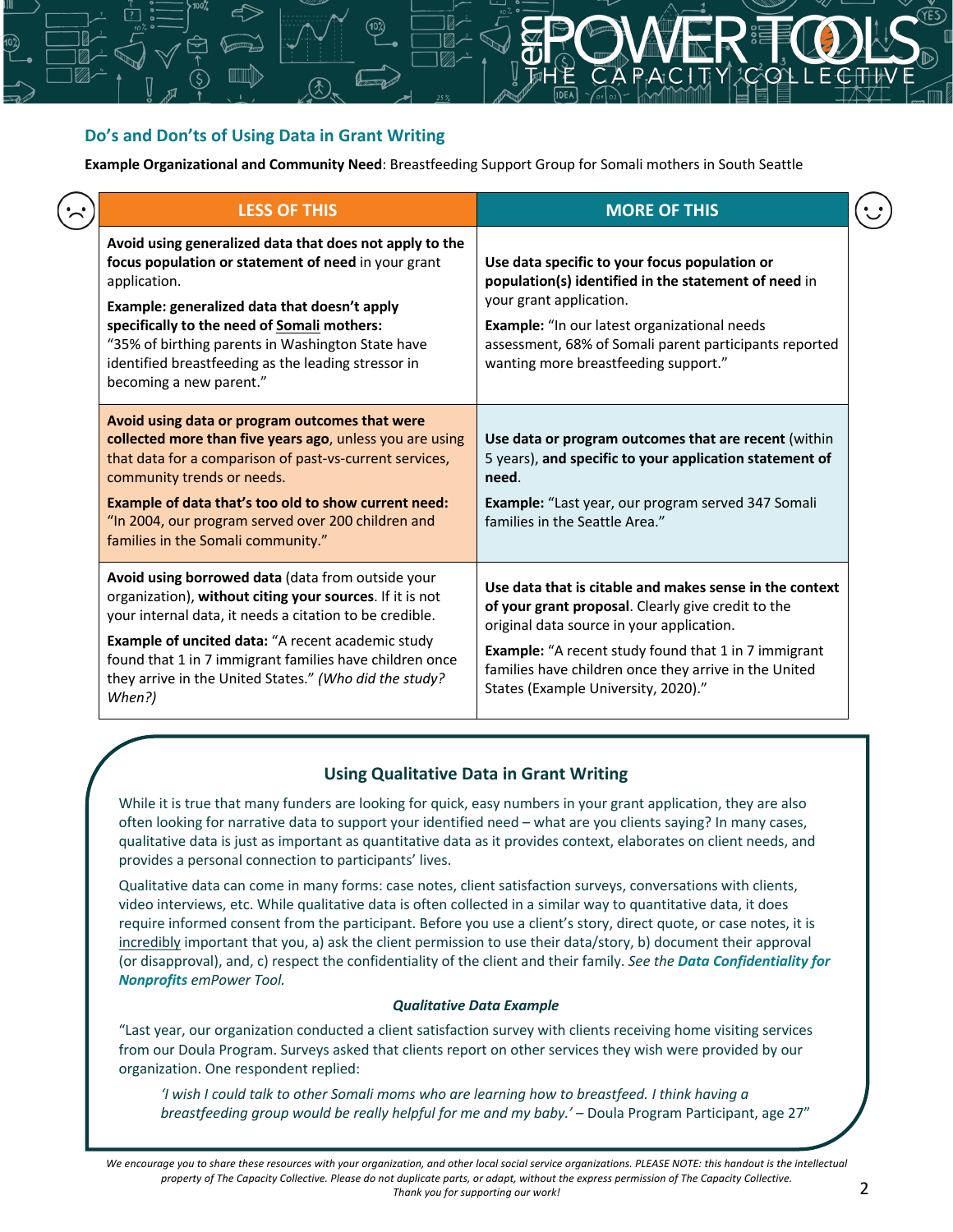## Do's and Don'ts of Using Data in Grant Writing

**Example Organizational and Community Need**: Breastfeeding Support Group for Somali mothers in South Seattle

| LESS OF THIS | MORE OF THIS |
|---|---|
| **Avoid using generalized data that does not apply to the focus population or statement of need** in your grant application.<br><br>**Example: generalized data that doesn't apply specifically to the need of Somali mothers:** "35% of birthing parents in Washington State have identified breastfeeding as the leading stressor in becoming a new parent." | **Use data specific to your focus population or population(s) identified in the statement of need** in your grant application.<br><br>**Example:** "In our latest organizational needs assessment, 68% of Somali parent participants reported wanting more breastfeeding support." |
| **Avoid using data or program outcomes that were collected more than five years ago**, unless you are using that data for a comparison of past-vs-current services, community trends or needs.<br><br>**Example of data that's too old to show current need:** "In 2004, our program served over 200 children and families in the Somali community." | **Use data or program outcomes that are recent** (within 5 years), **and specific to your application statement of need**.<br><br>**Example:** "Last year, our program served 347 Somali families in the Seattle Area." |
| **Avoid using borrowed data** (data from outside your organization), **without citing your sources**. If it is not your internal data, it needs a citation to be credible.<br><br>**Example of uncited data:** "A recent academic study found that 1 in 7 immigrant families have children once they arrive in the United States." *(Who did the study? When?)* | **Use data that is citable and makes sense in the context of your grant proposal**. Clearly give credit to the original data source in your application.<br><br>**Example:** "A recent study found that 1 in 7 immigrant families have children once they arrive in the United States (Example University, 2020)." |

### Using Qualitative Data in Grant Writing

While it is true that many funders are looking for quick, easy numbers in your grant application, they are also often looking for narrative data to support your identified need – what are you clients saying? In many cases, qualitative data is just as important as quantitative data as it provides context, elaborates on client needs, and provides a personal connection to participants' lives.

Qualitative data can come in many forms: case notes, client satisfaction surveys, conversations with clients, video interviews, etc. While qualitative data is often collected in a similar way to quantitative data, it does require informed consent from the participant. Before you use a client's story, direct quote, or case notes, it is incredibly important that you, a) ask the client permission to use their data/story, b) document their approval (or disapproval), and, c) respect the confidentiality of the client and their family. *See the **Data Confidentiality for Nonprofits** emPower Tool.*

***Qualitative Data Example***

"Last year, our organization conducted a client satisfaction survey with clients receiving home visiting services from our Doula Program. Surveys asked that clients report on other services they wish were provided by our organization. One respondent replied:

> *'I wish I could talk to other Somali moms who are learning how to breastfeed. I think having a breastfeeding group would be really helpful for me and my baby.'* – Doula Program Participant, age 27"

*We encourage you to share these resources with your organization, and other local social service organizations. PLEASE NOTE: this handout is the intellectual property of The Capacity Collective. Please do not duplicate parts, or adapt, without the express permission of The Capacity Collective. Thank you for supporting our work!*